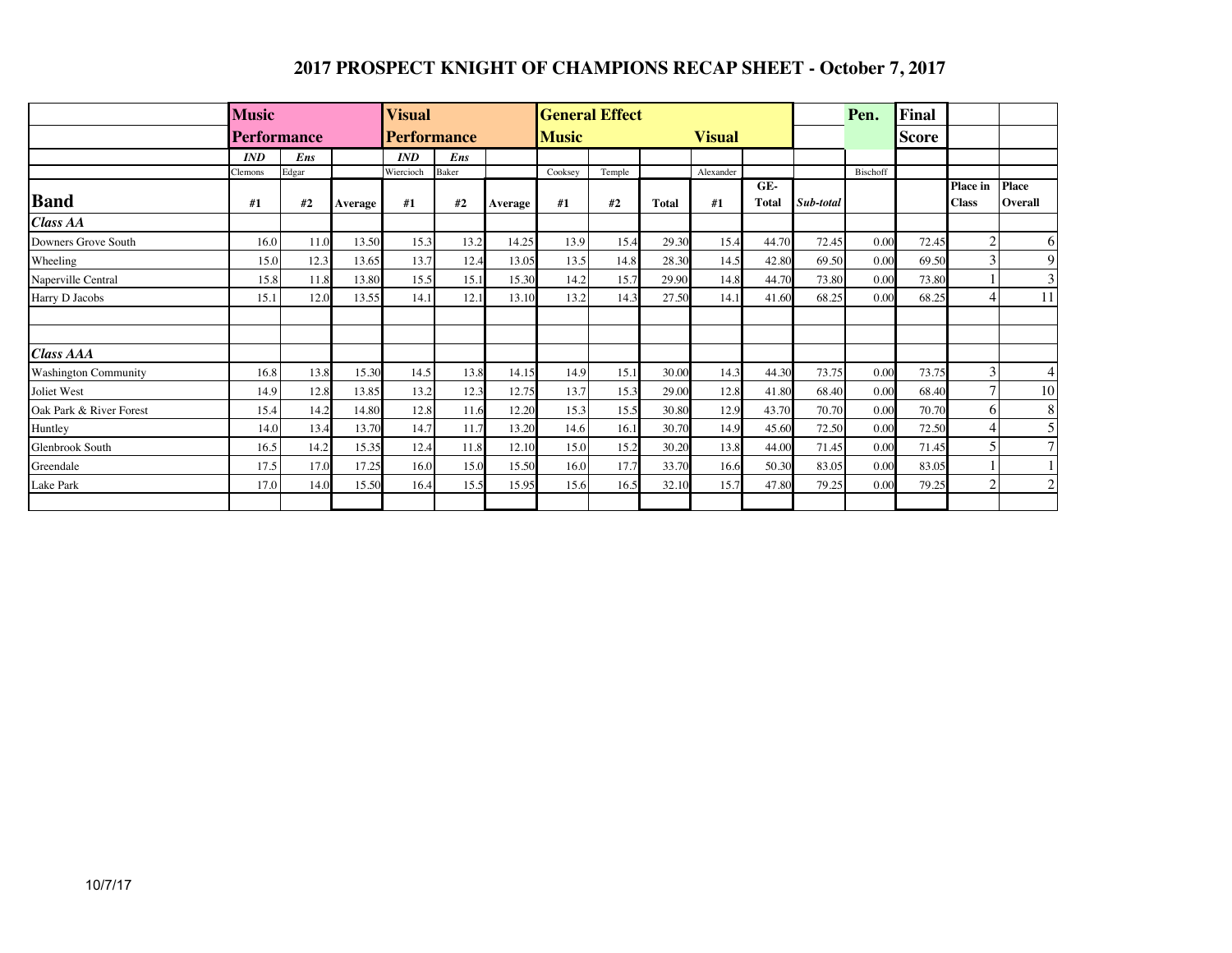# 2017 PROSPECT KNIGHT OF CHAMPIONS RECAP SHEET - October 7, 2017

| | **Music Performance** | | | **Visual Performance** | | | **General Effect Music** | | | **Visual** | | | **Pen.** | **Final Score** | | |
|---|---|---|---|---|---|---|---|---|---|---|---|---|---|---|---|---|
| | *IND* | *Ens* | | *IND* | *Ens* | | | | | | | | | | | |
| | Clemons | Edgar | | Wiercioch | Baker | | Cooksey | Temple | | Alexander | | | Bischoff | | | |
| **Band** | **#1** | **#2** | **Average** | **#1** | **#2** | **Average** | **#1** | **#2** | **Total** | **#1** | **GE-Total** | ***Sub-total*** | | | **Place in Class** | **Place Overall** |
| ***Class AA*** | | | | | | | | | | | | | | | | |
| Downers Grove South | 16.0 | 11.0 | 13.50 | 15.3 | 13.2 | 14.25 | 13.9 | 15.4 | 29.30 | 15.4 | 44.70 | 72.45 | 0.00 | 72.45 | 2 | 6 |
| Wheeling | 15.0 | 12.3 | 13.65 | 13.7 | 12.4 | 13.05 | 13.5 | 14.8 | 28.30 | 14.5 | 42.80 | 69.50 | 0.00 | 69.50 | 3 | 9 |
| Naperville Central | 15.8 | 11.8 | 13.80 | 15.5 | 15.1 | 15.30 | 14.2 | 15.7 | 29.90 | 14.8 | 44.70 | 73.80 | 0.00 | 73.80 | 1 | 3 |
| Harry D Jacobs | 15.1 | 12.0 | 13.55 | 14.1 | 12.1 | 13.10 | 13.2 | 14.3 | 27.50 | 14.1 | 41.60 | 68.25 | 0.00 | 68.25 | 4 | 11 |
| | | | | | | | | | | | | | | | | |
| | | | | | | | | | | | | | | | | |
| ***Class AAA*** | | | | | | | | | | | | | | | | |
| Washington Community | 16.8 | 13.8 | 15.30 | 14.5 | 13.8 | 14.15 | 14.9 | 15.1 | 30.00 | 14.3 | 44.30 | 73.75 | 0.00 | 73.75 | 3 | 4 |
| Joliet West | 14.9 | 12.8 | 13.85 | 13.2 | 12.3 | 12.75 | 13.7 | 15.3 | 29.00 | 12.8 | 41.80 | 68.40 | 0.00 | 68.40 | 7 | 10 |
| Oak Park & River Forest | 15.4 | 14.2 | 14.80 | 12.8 | 11.6 | 12.20 | 15.3 | 15.5 | 30.80 | 12.9 | 43.70 | 70.70 | 0.00 | 70.70 | 6 | 8 |
| Huntley | 14.0 | 13.4 | 13.70 | 14.7 | 11.7 | 13.20 | 14.6 | 16.1 | 30.70 | 14.9 | 45.60 | 72.50 | 0.00 | 72.50 | 4 | 5 |
| Glenbrook South | 16.5 | 14.2 | 15.35 | 12.4 | 11.8 | 12.10 | 15.0 | 15.2 | 30.20 | 13.8 | 44.00 | 71.45 | 0.00 | 71.45 | 5 | 7 |
| Greendale | 17.5 | 17.0 | 17.25 | 16.0 | 15.0 | 15.50 | 16.0 | 17.7 | 33.70 | 16.6 | 50.30 | 83.05 | 0.00 | 83.05 | 1 | 1 |
| Lake Park | 17.0 | 14.0 | 15.50 | 16.4 | 15.5 | 15.95 | 15.6 | 16.5 | 32.10 | 15.7 | 47.80 | 79.25 | 0.00 | 79.25 | 2 | 2 |

10/7/17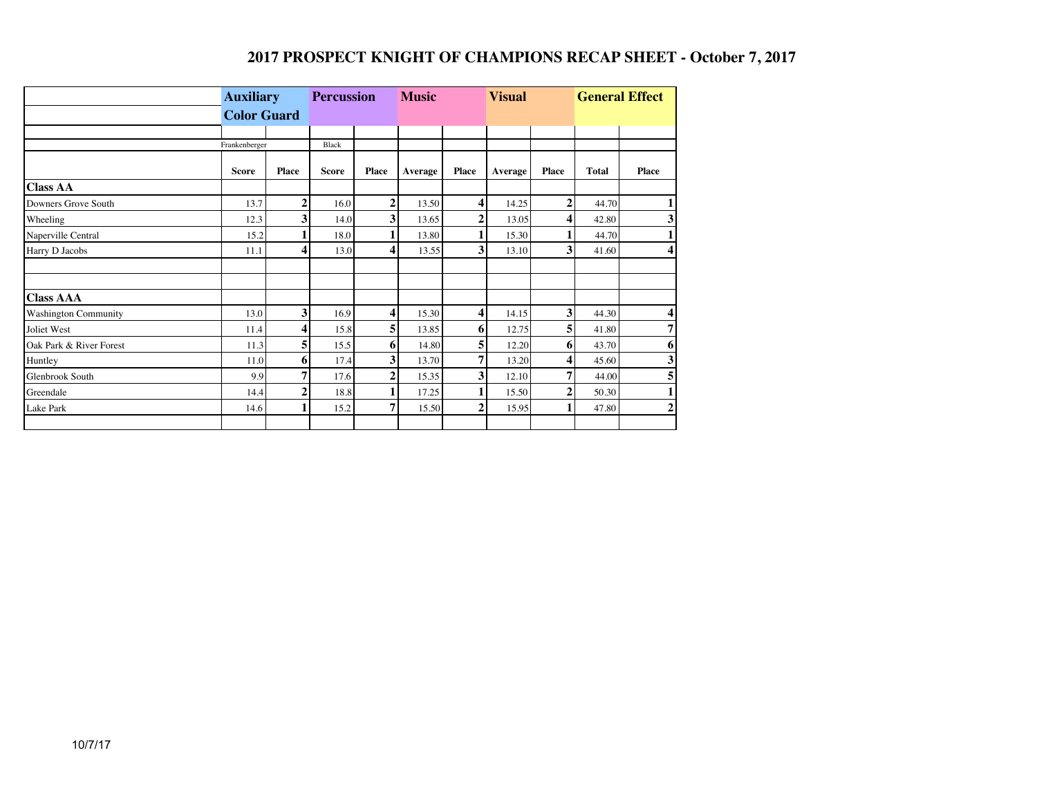# 2017 PROSPECT KNIGHT OF CHAMPIONS RECAP SHEET - October 7, 2017

| | Auxiliary Color Guard | | Percussion | | Music | | Visual | | General Effect | |
|---|---|---|---|---|---|---|---|---|---|---|
| | Frankenberger | | Black | | | | | | | |
| | Score | Place | Score | Place | Average | Place | Average | Place | Total | Place |
| **Class AA** | | | | | | | | | | |
| Downers Grove South | 13.7 | 2 | 16.0 | 2 | 13.50 | 4 | 14.25 | 2 | 44.70 | 1 |
| Wheeling | 12.3 | 3 | 14.0 | 3 | 13.65 | 2 | 13.05 | 4 | 42.80 | 3 |
| Naperville Central | 15.2 | 1 | 18.0 | 1 | 13.80 | 1 | 15.30 | 1 | 44.70 | 1 |
| Harry D Jacobs | 11.1 | 4 | 13.0 | 4 | 13.55 | 3 | 13.10 | 3 | 41.60 | 4 |
| | | | | | | | | | | |
| | | | | | | | | | | |
| **Class AAA** | | | | | | | | | | |
| Washington Community | 13.0 | 3 | 16.9 | 4 | 15.30 | 4 | 14.15 | 3 | 44.30 | 4 |
| Joliet West | 11.4 | 4 | 15.8 | 5 | 13.85 | 6 | 12.75 | 5 | 41.80 | 7 |
| Oak Park & River Forest | 11.3 | 5 | 15.5 | 6 | 14.80 | 5 | 12.20 | 6 | 43.70 | 6 |
| Huntley | 11.0 | 6 | 17.4 | 3 | 13.70 | 7 | 13.20 | 4 | 45.60 | 3 |
| Glenbrook South | 9.9 | 7 | 17.6 | 2 | 15.35 | 3 | 12.10 | 7 | 44.00 | 5 |
| Greendale | 14.4 | 2 | 18.8 | 1 | 17.25 | 1 | 15.50 | 2 | 50.30 | 1 |
| Lake Park | 14.6 | 1 | 15.2 | 7 | 15.50 | 2 | 15.95 | 1 | 47.80 | 2 |

10/7/17